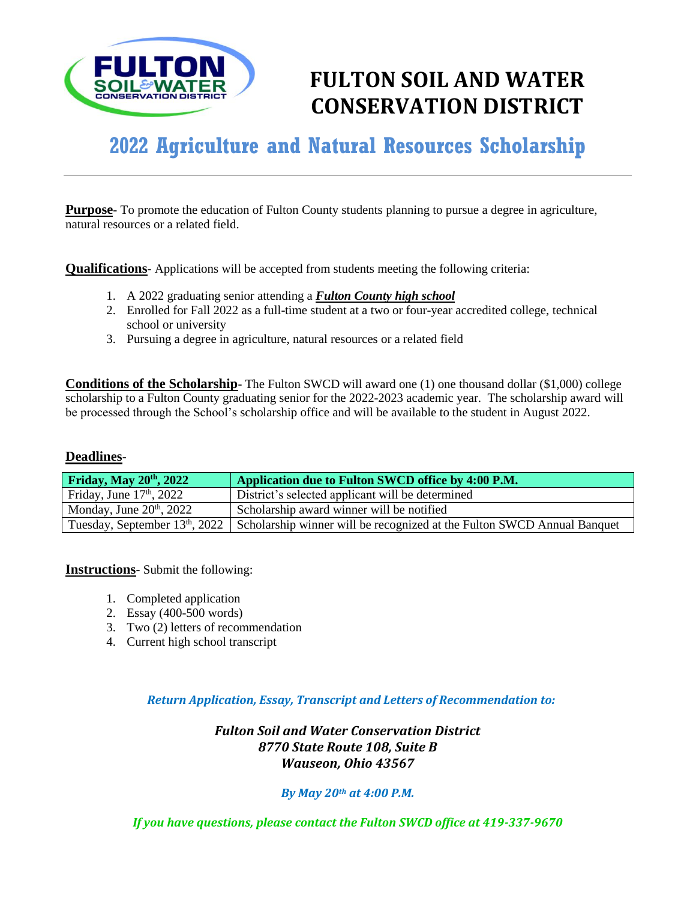# FULTON SOIL AND WATER CONSERVATION DISTRICT

## 2022 Agriculture and Natural Resources Scholarship

**Purpose**- To promote the education of Fulton County students planning to pursue a degree in agriculture, natural resources or a related field.

**Qualifications**- Applications will be accepted from students meeting the following criteria:

1. A 2022 graduating senior attending a ***Fulton County high school***
2. Enrolled for Fall 2022 as a full-time student at a two or four-year accredited college, technical school or university
3. Pursuing a degree in agriculture, natural resources or a related field

**Conditions of the Scholarship**- The Fulton SWCD will award one (1) one thousand dollar ($1,000) college scholarship to a Fulton County graduating senior for the 2022-2023 academic year. The scholarship award will be processed through the School's scholarship office and will be available to the student in August 2022.

**Deadlines**-

| **Friday, May 20th, 2022** | **Application due to Fulton SWCD office by 4:00 P.M.** |
|---|---|
| Friday, June 17th, 2022 | District's selected applicant will be determined |
| Monday, June 20th, 2022 | Scholarship award winner will be notified |
| Tuesday, September 13th, 2022 | Scholarship winner will be recognized at the Fulton SWCD Annual Banquet |

**Instructions**- Submit the following:

1. Completed application
2. Essay (400-500 words)
3. Two (2) letters of recommendation
4. Current high school transcript

*Return Application, Essay, Transcript and Letters of Recommendation to:*

***Fulton Soil and Water Conservation District***
***8770 State Route 108, Suite B***
***Wauseon, Ohio 43567***

***By May 20th at 4:00 P.M.***

***If you have questions, please contact the Fulton SWCD office at 419-337-9670***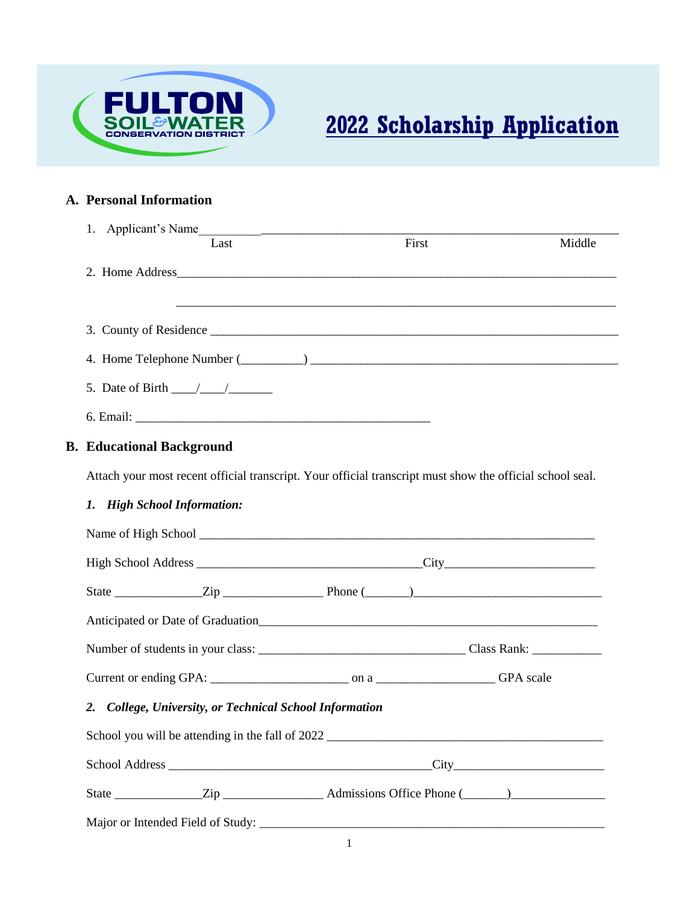FULTON SOIL & WATER CONSERVATION DISTRICT

# 2022 Scholarship Application

## A. Personal Information

1. Applicant's Name__________________________________________________________________________
   Last First Middle

2. Home Address____________________________________________________________________________

   ____________________________________________________________________________

3. County of Residence _______________________________________________________________________

4. Home Telephone Number (__________) ___________________________________________________

5. Date of Birth ____/____/_______

6. Email: _______________________________________________

## B. Educational Background

Attach your most recent official transcript. Your official transcript must show the official school seal.

### *1. High School Information:*

Name of High School _______________________________________________________________

High School Address ____________________________________City________________________

State ______________Zip ________________ Phone (_______)______________________________

Anticipated or Date of Graduation_______________________________________________________

Number of students in your class: _________________________________ Class Rank: ___________

Current or ending GPA: ______________________ on a ___________________ GPA scale

### *2. College, University, or Technical School Information*

School you will be attending in the fall of 2022 _____________________________________________

School Address ___________________________________________City________________________

State ______________Zip ________________ Admissions Office Phone (_______)_______________

Major or Intended Field of Study: _________________________________________________________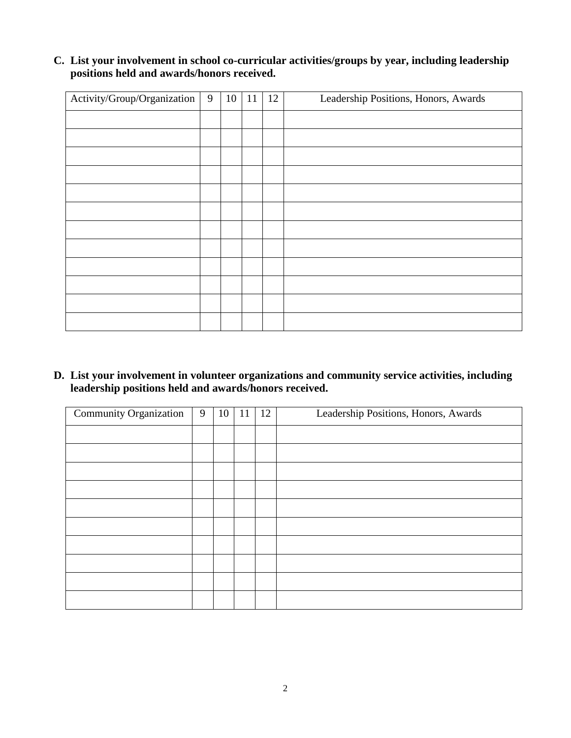**C. List your involvement in school co-curricular activities/groups by year, including leadership positions held and awards/honors received.**

| Activity/Group/Organization | 9 | 10 | 11 | 12 | Leadership Positions, Honors, Awards |
|---|---|---|---|---|---|
| | | | | | |
| | | | | | |
| | | | | | |
| | | | | | |
| | | | | | |
| | | | | | |
| | | | | | |
| | | | | | |
| | | | | | |
| | | | | | |
| | | | | | |
| | | | | | |

**D. List your involvement in volunteer organizations and community service activities, including leadership positions held and awards/honors received.**

| Community Organization | 9 | 10 | 11 | 12 | Leadership Positions, Honors, Awards |
|---|---|---|---|---|---|
| | | | | | |
| | | | | | |
| | | | | | |
| | | | | | |
| | | | | | |
| | | | | | |
| | | | | | |
| | | | | | |
| | | | | | |
| | | | | | |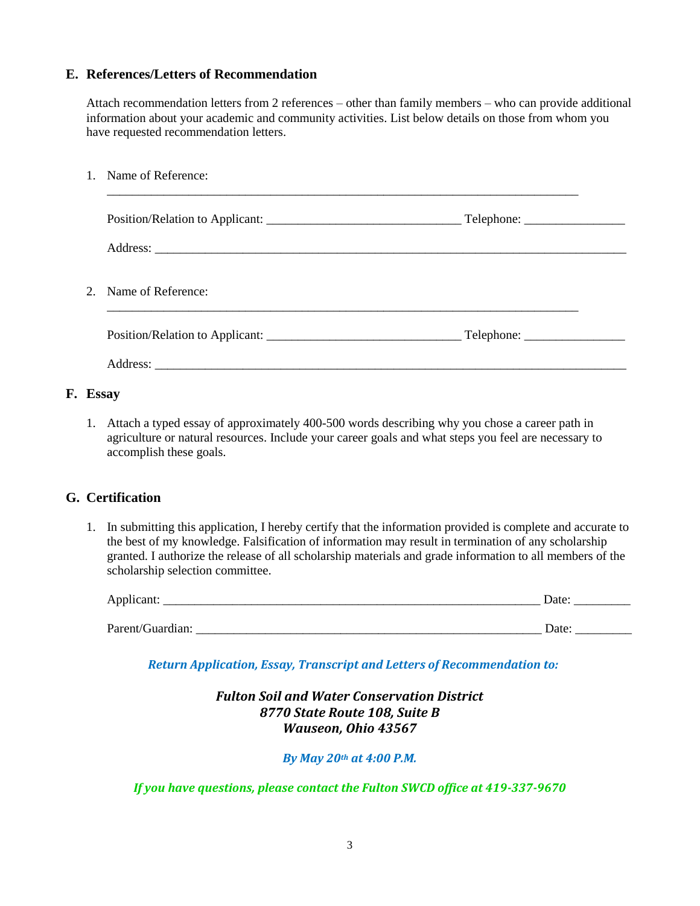## E. References/Letters of Recommendation

Attach recommendation letters from 2 references – other than family members – who can provide additional information about your academic and community activities. List below details on those from whom you have requested recommendation letters.

1. Name of Reference: ______________________________________________________________

   Position/Relation to Applicant: ______________________________ Telephone: _______________

   Address: __________________________________________________________________________

2. Name of Reference: ______________________________________________________________

   Position/Relation to Applicant: ______________________________ Telephone: _______________

   Address: __________________________________________________________________________

## F. Essay

1. Attach a typed essay of approximately 400-500 words describing why you chose a career path in agriculture or natural resources. Include your career goals and what steps you feel are necessary to accomplish these goals.

## G. Certification

1. In submitting this application, I hereby certify that the information provided is complete and accurate to the best of my knowledge. Falsification of information may result in termination of any scholarship granted. I authorize the release of all scholarship materials and grade information to all members of the scholarship selection committee.

   Applicant: ___________________________________________________________ Date: _________

   Parent/Guardian: ______________________________________________________ Date: _________

***Return Application, Essay, Transcript and Letters of Recommendation to:***

***Fulton Soil and Water Conservation District***
***8770 State Route 108, Suite B***
***Wauseon, Ohio 43567***

***By May 20th at 4:00 P.M.***

***If you have questions, please contact the Fulton SWCD office at 419-337-9670***